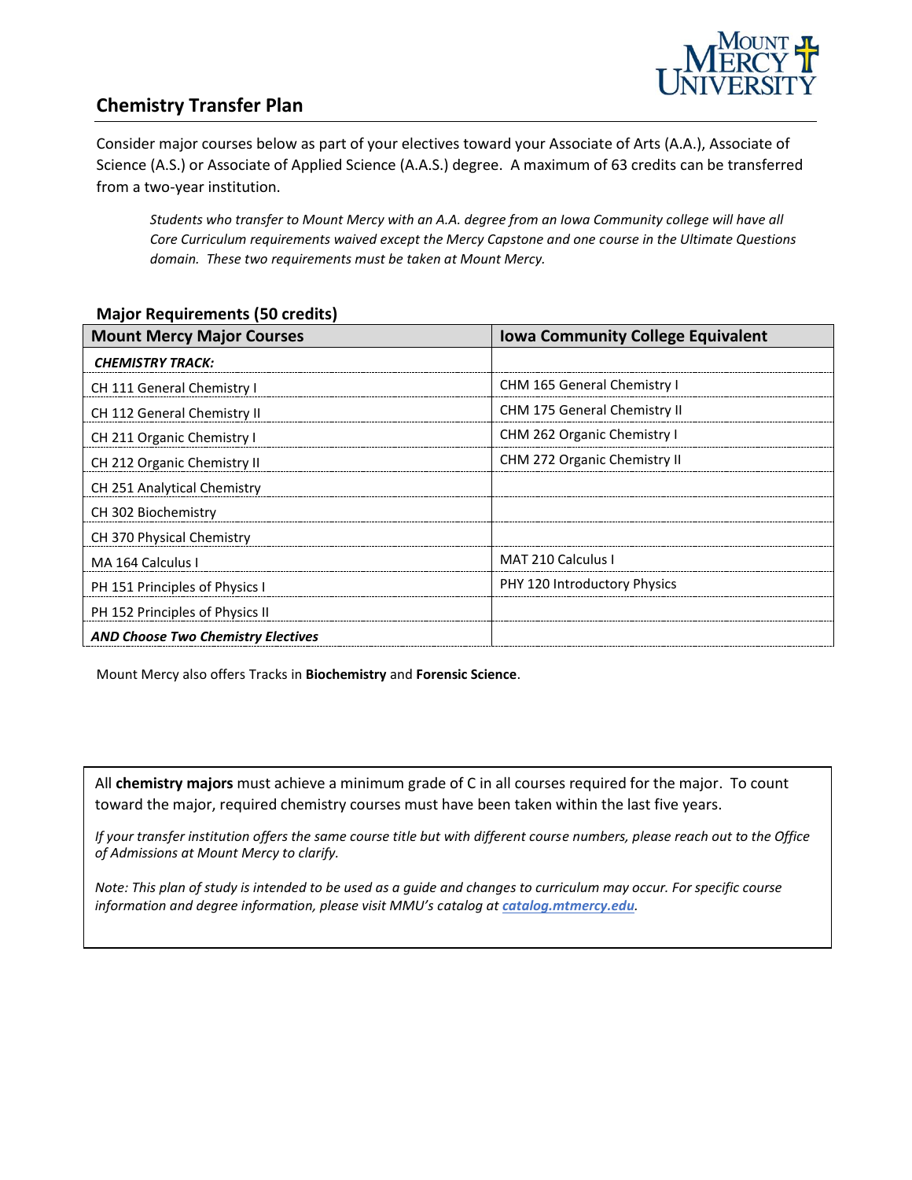# Chemistry Transfer Plan

Consider major courses below as part of your electives toward your Associate of Arts (A.A.), Associate of Science (A.S.) or Associate of Applied Science (A.A.S.) degree. A maximum of 63 credits can be transferred from a two-year institution.

> *Students who transfer to Mount Mercy with an A.A. degree from an Iowa Community college will have all Core Curriculum requirements waived except the Mercy Capstone and one course in the Ultimate Questions domain. These two requirements must be taken at Mount Mercy.*

## Major Requirements (50 credits)

| Mount Mercy Major Courses | Iowa Community College Equivalent |
|---|---|
| ***CHEMISTRY TRACK:*** | |
| CH 111 General Chemistry I | CHM 165 General Chemistry I |
| CH 112 General Chemistry II | CHM 175 General Chemistry II |
| CH 211 Organic Chemistry I | CHM 262 Organic Chemistry I |
| CH 212 Organic Chemistry II | CHM 272 Organic Chemistry II |
| CH 251 Analytical Chemistry | |
| CH 302 Biochemistry | |
| CH 370 Physical Chemistry | |
| MA 164 Calculus I | MAT 210 Calculus I |
| PH 151 Principles of Physics I | PHY 120 Introductory Physics |
| PH 152 Principles of Physics II | |
| ***AND Choose Two Chemistry Electives*** | |

Mount Mercy also offers Tracks in **Biochemistry** and **Forensic Science**.

All **chemistry majors** must achieve a minimum grade of C in all courses required for the major. To count toward the major, required chemistry courses must have been taken within the last five years.

*If your transfer institution offers the same course title but with different course numbers, please reach out to the Office of Admissions at Mount Mercy to clarify.*

*Note: This plan of study is intended to be used as a guide and changes to curriculum may occur. For specific course information and degree information, please visit MMU's catalog at **catalog.mtmercy.edu**.*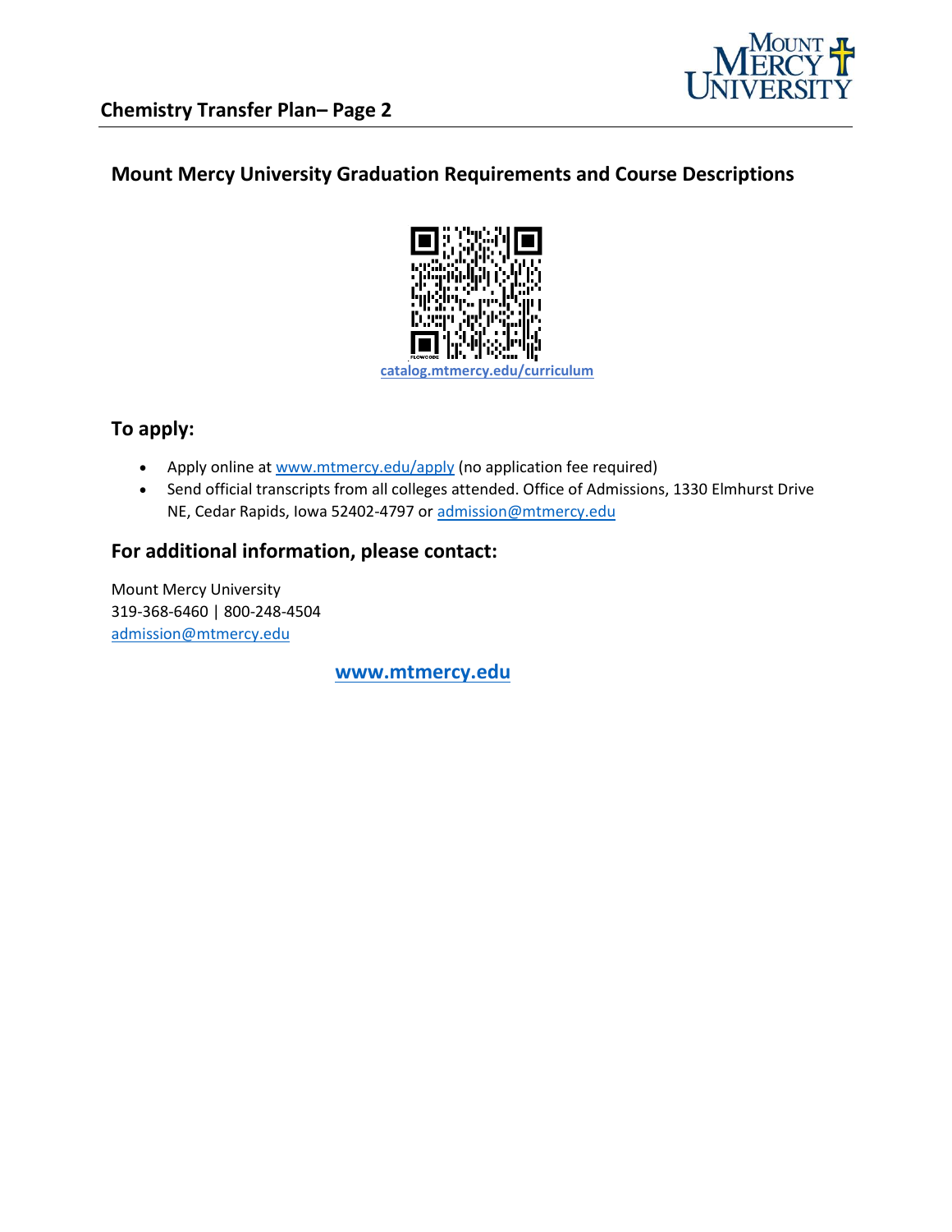## Mount Mercy University Graduation Requirements and Course Descriptions

catalog.mtmercy.edu/curriculum

## To apply:

- Apply online at www.mtmercy.edu/apply (no application fee required)
- Send official transcripts from all colleges attended. Office of Admissions, 1330 Elmhurst Drive NE, Cedar Rapids, Iowa 52402-4797 or admission@mtmercy.edu

## For additional information, please contact:

Mount Mercy University
319-368-6460 | 800-248-4504
admission@mtmercy.edu

**www.mtmercy.edu**